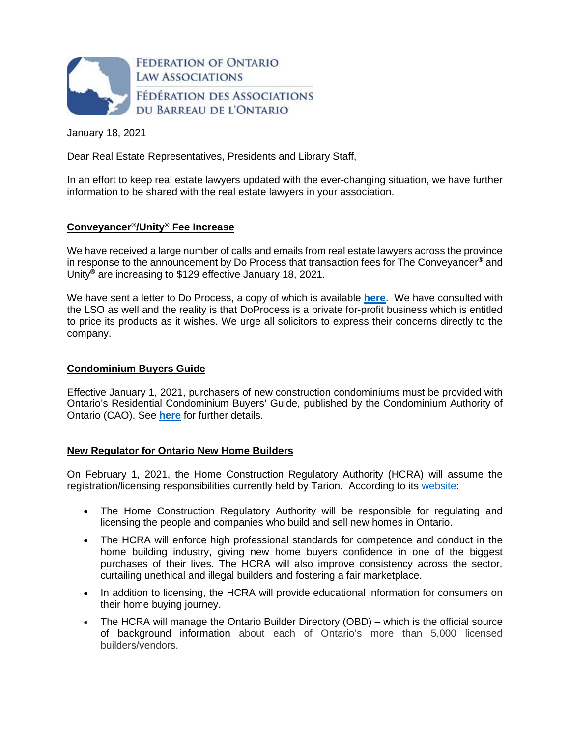FEDERATION OF ONTARIO LAW ASSOCIATIONS

FÉDÉRATION DES ASSOCIATIONS DU BARREAU DE L'ONTARIO

January 18, 2021

Dear Real Estate Representatives, Presidents and Library Staff,

In an effort to keep real estate lawyers updated with the ever-changing situation, we have further information to be shared with the real estate lawyers in your association.

## Conveyancer®/Unity® Fee Increase

We have received a large number of calls and emails from real estate lawyers across the province in response to the announcement by Do Process that transaction fees for The Conveyancer® and Unity® are increasing to $129 effective January 18, 2021.

We have sent a letter to Do Process, a copy of which is available **here**. We have consulted with the LSO as well and the reality is that DoProcess is a private for-profit business which is entitled to price its products as it wishes. We urge all solicitors to express their concerns directly to the company.

## Condominium Buyers Guide

Effective January 1, 2021, purchasers of new construction condominiums must be provided with Ontario's Residential Condominium Buyers' Guide, published by the Condominium Authority of Ontario (CAO). See **here** for further details.

## New Regulator for Ontario New Home Builders

On February 1, 2021, the Home Construction Regulatory Authority (HCRA) will assume the registration/licensing responsibilities currently held by Tarion. According to its website:

- The Home Construction Regulatory Authority will be responsible for regulating and licensing the people and companies who build and sell new homes in Ontario.
- The HCRA will enforce high professional standards for competence and conduct in the home building industry, giving new home buyers confidence in one of the biggest purchases of their lives. The HCRA will also improve consistency across the sector, curtailing unethical and illegal builders and fostering a fair marketplace.
- In addition to licensing, the HCRA will provide educational information for consumers on their home buying journey.
- The HCRA will manage the Ontario Builder Directory (OBD) – which is the official source of background information about each of Ontario's more than 5,000 licensed builders/vendors.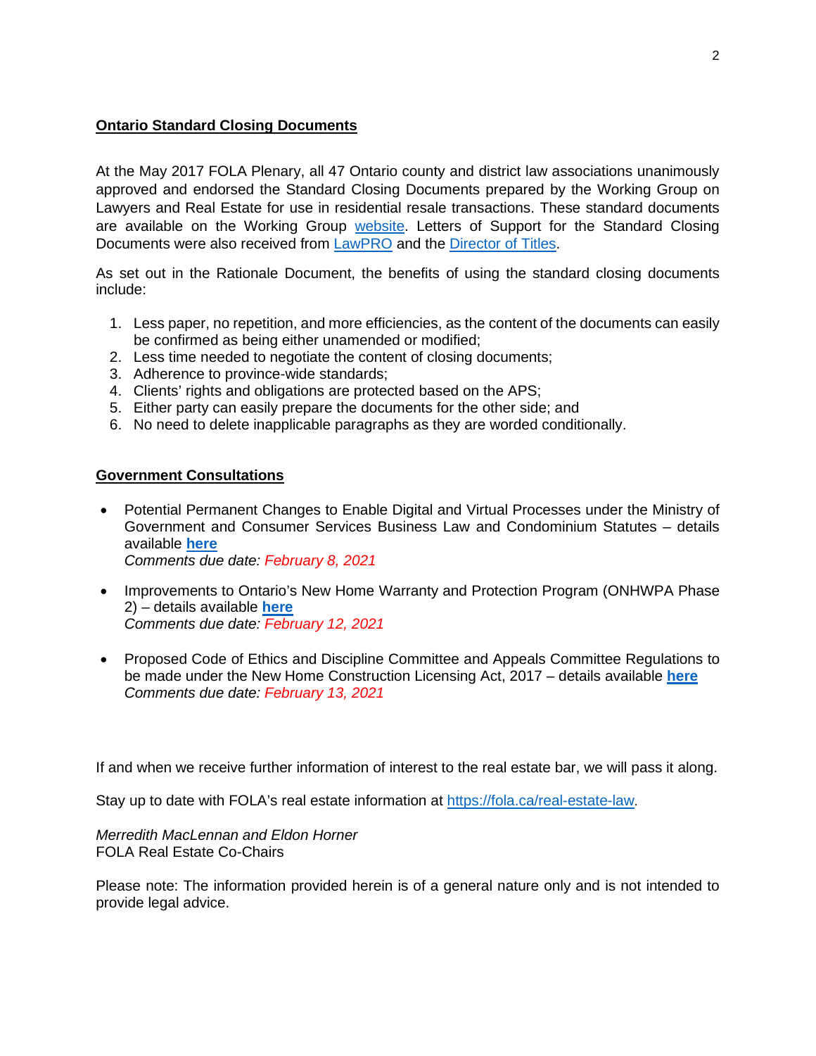## Ontario Standard Closing Documents

At the May 2017 FOLA Plenary, all 47 Ontario county and district law associations unanimously approved and endorsed the Standard Closing Documents prepared by the Working Group on Lawyers and Real Estate for use in residential resale transactions. These standard documents are available on the Working Group website. Letters of Support for the Standard Closing Documents were also received from LawPRO and the Director of Titles.

As set out in the Rationale Document, the benefits of using the standard closing documents include:

1. Less paper, no repetition, and more efficiencies, as the content of the documents can easily be confirmed as being either unamended or modified;
2. Less time needed to negotiate the content of closing documents;
3. Adherence to province-wide standards;
4. Clients' rights and obligations are protected based on the APS;
5. Either party can easily prepare the documents for the other side; and
6. No need to delete inapplicable paragraphs as they are worded conditionally.

## Government Consultations

- Potential Permanent Changes to Enable Digital and Virtual Processes under the Ministry of Government and Consumer Services Business Law and Condominium Statutes – details available **here**
  *Comments due date: February 8, 2021*

- Improvements to Ontario's New Home Warranty and Protection Program (ONHWPA Phase 2) – details available **here**
  *Comments due date: February 12, 2021*

- Proposed Code of Ethics and Discipline Committee and Appeals Committee Regulations to be made under the New Home Construction Licensing Act, 2017 – details available **here**
  *Comments due date: February 13, 2021*

If and when we receive further information of interest to the real estate bar, we will pass it along.

Stay up to date with FOLA's real estate information at https://fola.ca/real-estate-law.

*Merredith MacLennan and Eldon Horner*
FOLA Real Estate Co-Chairs

Please note: The information provided herein is of a general nature only and is not intended to provide legal advice.